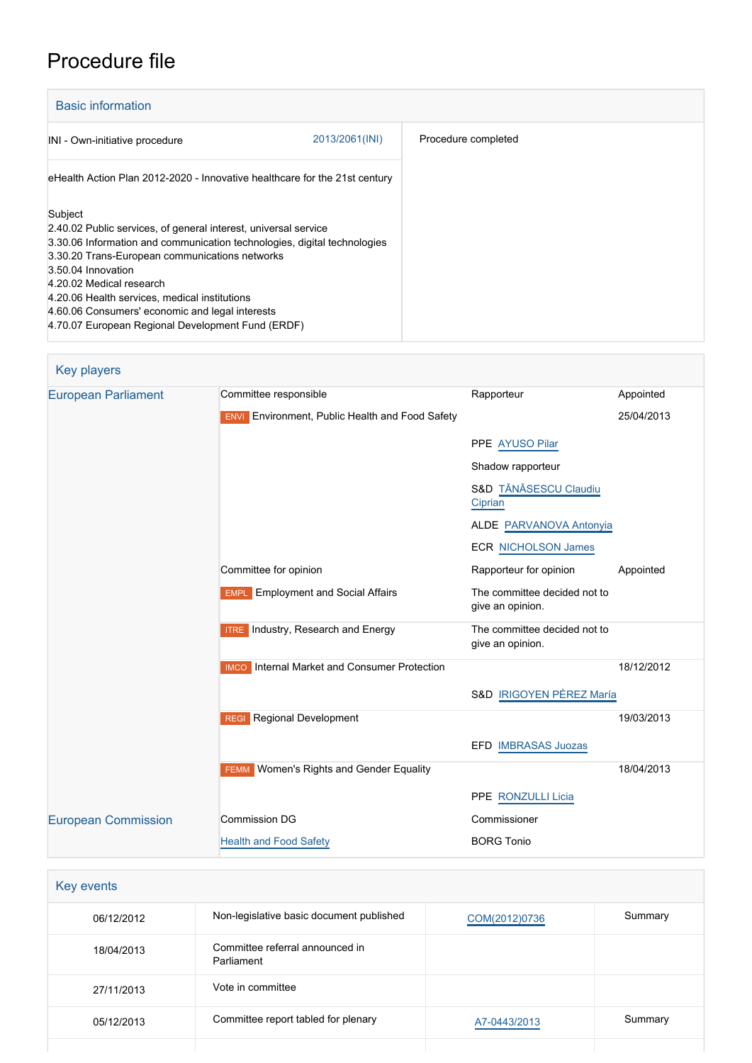# Procedure file

## Basic information

| | | |
|---|---|---|
| INI - Own-initiative procedure | 2013/2061(INI) | Procedure completed |
| eHealth Action Plan 2012-2020 - Innovative healthcare for the 21st century | | |

Subject
2.40.02 Public services, of general interest, universal service
3.30.06 Information and communication technologies, digital technologies
3.30.20 Trans-European communications networks
3.50.04 Innovation
4.20.02 Medical research
4.20.06 Health services, medical institutions
4.60.06 Consumers' economic and legal interests
4.70.07 European Regional Development Fund (ERDF)

## Key players

| | | | |
|---|---|---|---|
| European Parliament | Committee responsible | Rapporteur | Appointed |
| | ENVI Environment, Public Health and Food Safety | | 25/04/2013 |
| | | PPE AYUSO Pilar | |
| | | Shadow rapporteur | |
| | | S&D TĂNĂSESCU Claudiu Ciprian | |
| | | ALDE PARVANOVA Antonyia | |
| | | ECR NICHOLSON James | |
| | Committee for opinion | Rapporteur for opinion | Appointed |
| | EMPL Employment and Social Affairs | The committee decided not to give an opinion. | |
| | ITRE Industry, Research and Energy | The committee decided not to give an opinion. | |
| | IMCO Internal Market and Consumer Protection | | 18/12/2012 |
| | | S&D IRIGOYEN PÉREZ María | |
| | REGI Regional Development | | 19/03/2013 |
| | | EFD IMBRASAS Juozas | |
| | FEMM Women's Rights and Gender Equality | | 18/04/2013 |
| | | PPE RONZULLI Licia | |
| European Commission | Commission DG | Commissioner | |
| | Health and Food Safety | BORG Tonio | |

## Key events

| | | | |
|---|---|---|---|
| 06/12/2012 | Non-legislative basic document published | COM(2012)0736 | Summary |
| 18/04/2013 | Committee referral announced in Parliament | | |
| 27/11/2013 | Vote in committee | | |
| 05/12/2013 | Committee report tabled for plenary | A7-0443/2013 | Summary |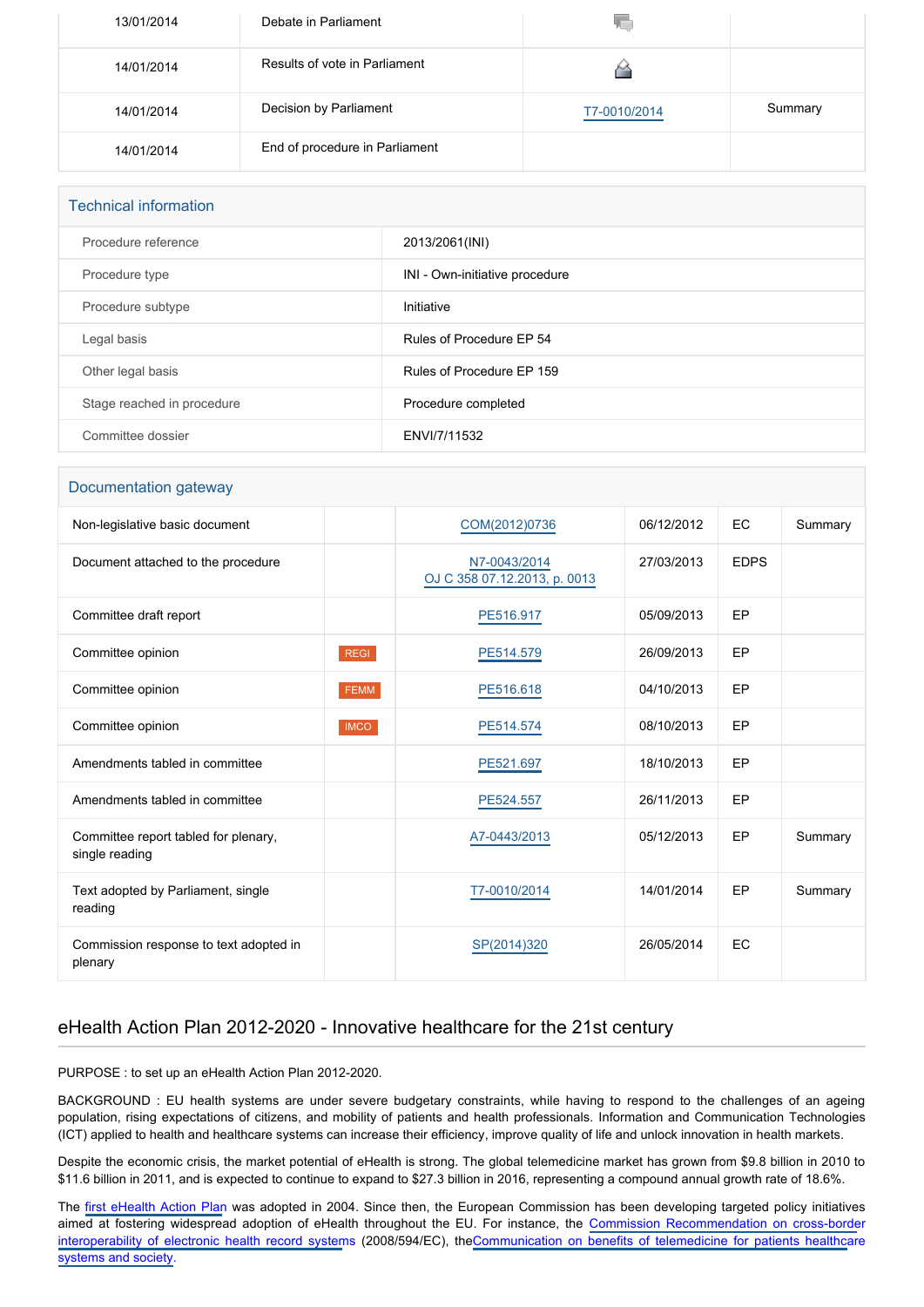| | | | |
|---|---|---|---|
| 13/01/2014 | Debate in Parliament | | |
| 14/01/2014 | Results of vote in Parliament | | |
| 14/01/2014 | Decision by Parliament | T7-0010/2014 | Summary |
| 14/01/2014 | End of procedure in Parliament | | |

## Technical information

| | |
|---|---|
| Procedure reference | 2013/2061(INI) |
| Procedure type | INI - Own-initiative procedure |
| Procedure subtype | Initiative |
| Legal basis | Rules of Procedure EP 54 |
| Other legal basis | Rules of Procedure EP 159 |
| Stage reached in procedure | Procedure completed |
| Committee dossier | ENVI/7/11532 |

## Documentation gateway

| | | | | | |
|---|---|---|---|---|---|
| Non-legislative basic document | | COM(2012)0736 | 06/12/2012 | EC | Summary |
| Document attached to the procedure | | N7-0043/2014 OJ C 358 07.12.2013, p. 0013 | 27/03/2013 | EDPS | |
| Committee draft report | | PE516.917 | 05/09/2013 | EP | |
| Committee opinion | REGI | PE514.579 | 26/09/2013 | EP | |
| Committee opinion | FEMM | PE516.618 | 04/10/2013 | EP | |
| Committee opinion | IMCO | PE514.574 | 08/10/2013 | EP | |
| Amendments tabled in committee | | PE521.697 | 18/10/2013 | EP | |
| Amendments tabled in committee | | PE524.557 | 26/11/2013 | EP | |
| Committee report tabled for plenary, single reading | | A7-0443/2013 | 05/12/2013 | EP | Summary |
| Text adopted by Parliament, single reading | | T7-0010/2014 | 14/01/2014 | EP | Summary |
| Commission response to text adopted in plenary | | SP(2014)320 | 26/05/2014 | EC | |

## eHealth Action Plan 2012-2020 - Innovative healthcare for the 21st century

PURPOSE : to set up an eHealth Action Plan 2012-2020.

BACKGROUND : EU health systems are under severe budgetary constraints, while having to respond to the challenges of an ageing population, rising expectations of citizens, and mobility of patients and health professionals. Information and Communication Technologies (ICT) applied to health and healthcare systems can increase their efficiency, improve quality of life and unlock innovation in health markets.

Despite the economic crisis, the market potential of eHealth is strong. The global telemedicine market has grown from $9.8 billion in 2010 to $11.6 billion in 2011, and is expected to continue to expand to $27.3 billion in 2016, representing a compound annual growth rate of 18.6%.

The first eHealth Action Plan was adopted in 2004. Since then, the European Commission has been developing targeted policy initiatives aimed at fostering widespread adoption of eHealth throughout the EU. For instance, the Commission Recommendation on cross-border interoperability of electronic health record systems (2008/594/EC), theCommunication on benefits of telemedicine for patients healthcare systems and society.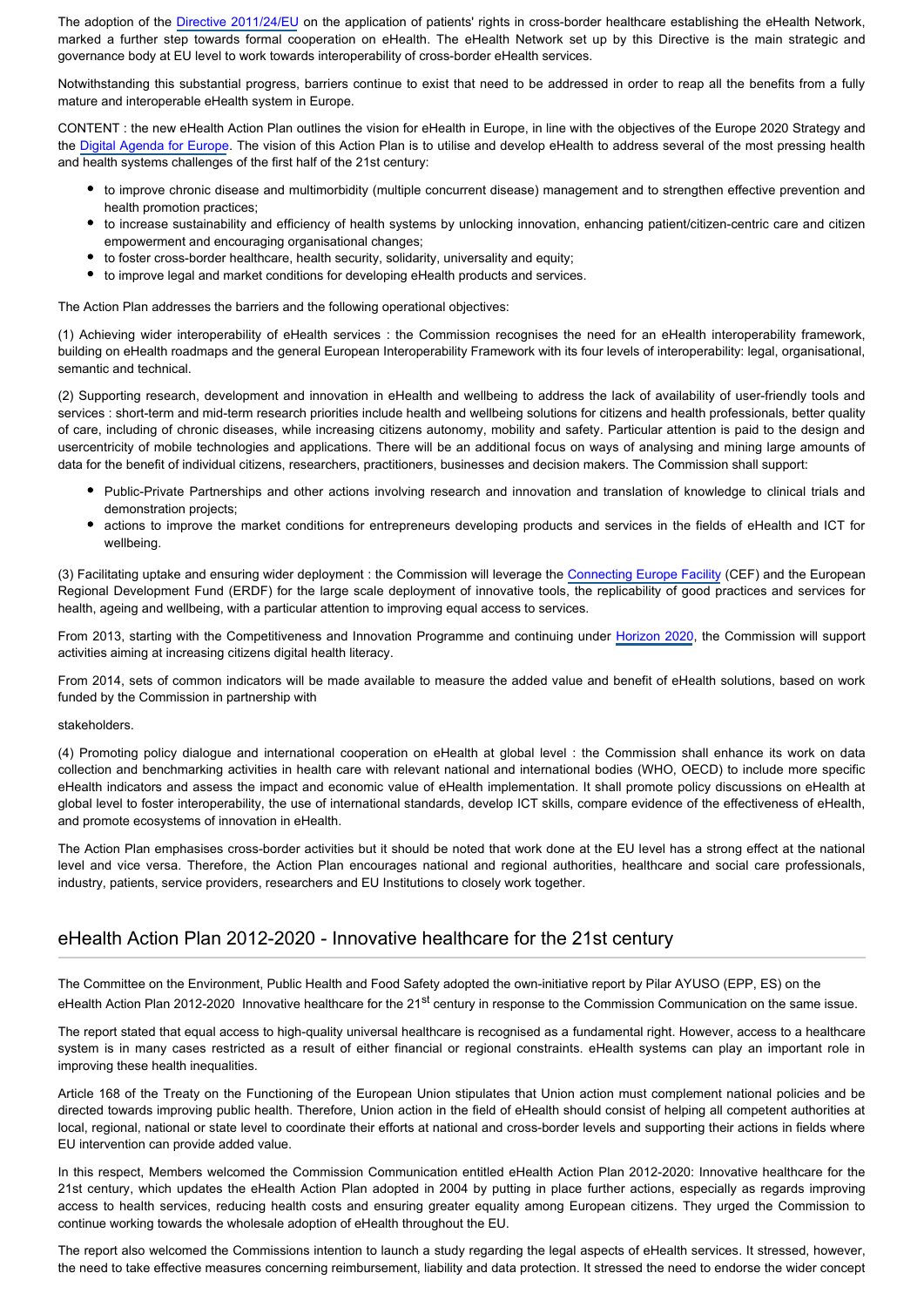The adoption of the Directive 2011/24/EU on the application of patients' rights in cross-border healthcare establishing the eHealth Network, marked a further step towards formal cooperation on eHealth. The eHealth Network set up by this Directive is the main strategic and governance body at EU level to work towards interoperability of cross-border eHealth services.

Notwithstanding this substantial progress, barriers continue to exist that need to be addressed in order to reap all the benefits from a fully mature and interoperable eHealth system in Europe.

CONTENT : the new eHealth Action Plan outlines the vision for eHealth in Europe, in line with the objectives of the Europe 2020 Strategy and the Digital Agenda for Europe. The vision of this Action Plan is to utilise and develop eHealth to address several of the most pressing health and health systems challenges of the first half of the 21st century:

- to improve chronic disease and multimorbidity (multiple concurrent disease) management and to strengthen effective prevention and health promotion practices;
- to increase sustainability and efficiency of health systems by unlocking innovation, enhancing patient/citizen-centric care and citizen empowerment and encouraging organisational changes;
- to foster cross-border healthcare, health security, solidarity, universality and equity;
- to improve legal and market conditions for developing eHealth products and services.

The Action Plan addresses the barriers and the following operational objectives:

(1) Achieving wider interoperability of eHealth services : the Commission recognises the need for an eHealth interoperability framework, building on eHealth roadmaps and the general European Interoperability Framework with its four levels of interoperability: legal, organisational, semantic and technical.

(2) Supporting research, development and innovation in eHealth and wellbeing to address the lack of availability of user-friendly tools and services : short-term and mid-term research priorities include health and wellbeing solutions for citizens and health professionals, better quality of care, including of chronic diseases, while increasing citizens autonomy, mobility and safety. Particular attention is paid to the design and usercentricity of mobile technologies and applications. There will be an additional focus on ways of analysing and mining large amounts of data for the benefit of individual citizens, researchers, practitioners, businesses and decision makers. The Commission shall support:

- Public-Private Partnerships and other actions involving research and innovation and translation of knowledge to clinical trials and demonstration projects;
- actions to improve the market conditions for entrepreneurs developing products and services in the fields of eHealth and ICT for wellbeing.

(3) Facilitating uptake and ensuring wider deployment : the Commission will leverage the Connecting Europe Facility (CEF) and the European Regional Development Fund (ERDF) for the large scale deployment of innovative tools, the replicability of good practices and services for health, ageing and wellbeing, with a particular attention to improving equal access to services.

From 2013, starting with the Competitiveness and Innovation Programme and continuing under Horizon 2020, the Commission will support activities aiming at increasing citizens digital health literacy.

From 2014, sets of common indicators will be made available to measure the added value and benefit of eHealth solutions, based on work funded by the Commission in partnership with

stakeholders.

(4) Promoting policy dialogue and international cooperation on eHealth at global level : the Commission shall enhance its work on data collection and benchmarking activities in health care with relevant national and international bodies (WHO, OECD) to include more specific eHealth indicators and assess the impact and economic value of eHealth implementation. It shall promote policy discussions on eHealth at global level to foster interoperability, the use of international standards, develop ICT skills, compare evidence of the effectiveness of eHealth, and promote ecosystems of innovation in eHealth.

The Action Plan emphasises cross-border activities but it should be noted that work done at the EU level has a strong effect at the national level and vice versa. Therefore, the Action Plan encourages national and regional authorities, healthcare and social care professionals, industry, patients, service providers, researchers and EU Institutions to closely work together.

## eHealth Action Plan 2012-2020 - Innovative healthcare for the 21st century

The Committee on the Environment, Public Health and Food Safety adopted the own-initiative report by Pilar AYUSO (EPP, ES) on the eHealth Action Plan 2012-2020 Innovative healthcare for the 21st century in response to the Commission Communication on the same issue.

The report stated that equal access to high-quality universal healthcare is recognised as a fundamental right. However, access to a healthcare system is in many cases restricted as a result of either financial or regional constraints. eHealth systems can play an important role in improving these health inequalities.

Article 168 of the Treaty on the Functioning of the European Union stipulates that Union action must complement national policies and be directed towards improving public health. Therefore, Union action in the field of eHealth should consist of helping all competent authorities at local, regional, national or state level to coordinate their efforts at national and cross-border levels and supporting their actions in fields where EU intervention can provide added value.

In this respect, Members welcomed the Commission Communication entitled eHealth Action Plan 2012-2020: Innovative healthcare for the 21st century, which updates the eHealth Action Plan adopted in 2004 by putting in place further actions, especially as regards improving access to health services, reducing health costs and ensuring greater equality among European citizens. They urged the Commission to continue working towards the wholesale adoption of eHealth throughout the EU.

The report also welcomed the Commissions intention to launch a study regarding the legal aspects of eHealth services. It stressed, however, the need to take effective measures concerning reimbursement, liability and data protection. It stressed the need to endorse the wider concept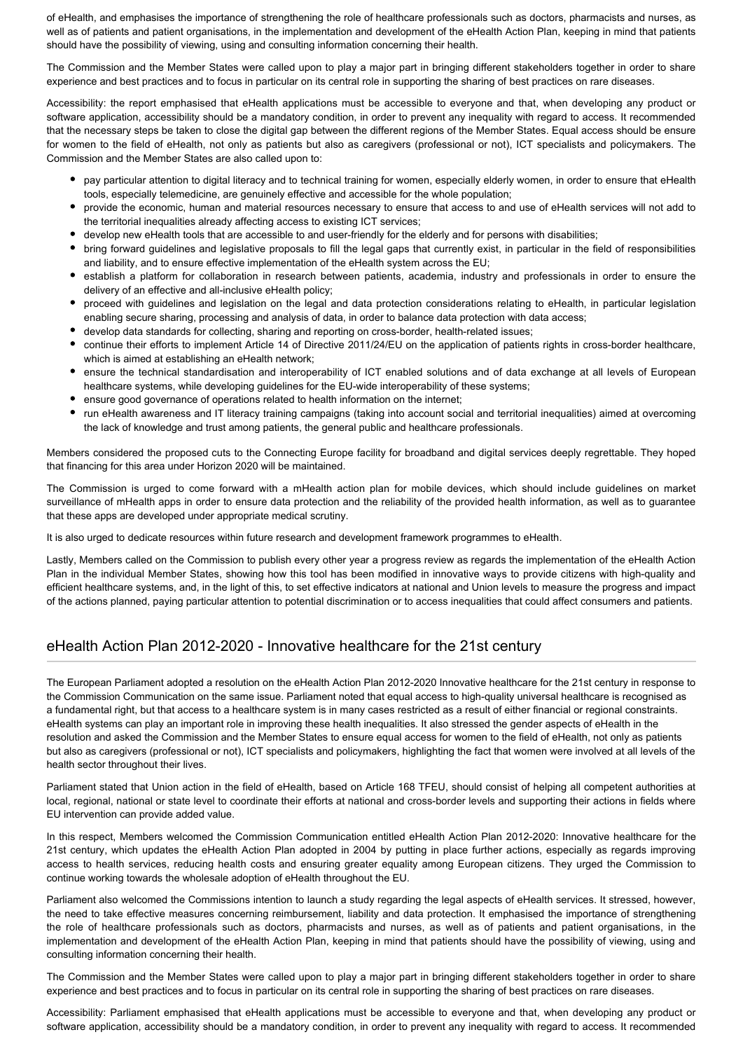of eHealth, and emphasises the importance of strengthening the role of healthcare professionals such as doctors, pharmacists and nurses, as well as of patients and patient organisations, in the implementation and development of the eHealth Action Plan, keeping in mind that patients should have the possibility of viewing, using and consulting information concerning their health.

The Commission and the Member States were called upon to play a major part in bringing different stakeholders together in order to share experience and best practices and to focus in particular on its central role in supporting the sharing of best practices on rare diseases.

Accessibility: the report emphasised that eHealth applications must be accessible to everyone and that, when developing any product or software application, accessibility should be a mandatory condition, in order to prevent any inequality with regard to access. It recommended that the necessary steps be taken to close the digital gap between the different regions of the Member States. Equal access should be ensure for women to the field of eHealth, not only as patients but also as caregivers (professional or not), ICT specialists and policymakers. The Commission and the Member States are also called upon to:

- pay particular attention to digital literacy and to technical training for women, especially elderly women, in order to ensure that eHealth tools, especially telemedicine, are genuinely effective and accessible for the whole population;
- provide the economic, human and material resources necessary to ensure that access to and use of eHealth services will not add to the territorial inequalities already affecting access to existing ICT services;
- develop new eHealth tools that are accessible to and user-friendly for the elderly and for persons with disabilities;
- bring forward guidelines and legislative proposals to fill the legal gaps that currently exist, in particular in the field of responsibilities and liability, and to ensure effective implementation of the eHealth system across the EU;
- establish a platform for collaboration in research between patients, academia, industry and professionals in order to ensure the delivery of an effective and all-inclusive eHealth policy;
- proceed with guidelines and legislation on the legal and data protection considerations relating to eHealth, in particular legislation enabling secure sharing, processing and analysis of data, in order to balance data protection with data access;
- develop data standards for collecting, sharing and reporting on cross-border, health-related issues;
- continue their efforts to implement Article 14 of Directive 2011/24/EU on the application of patients rights in cross-border healthcare, which is aimed at establishing an eHealth network;
- ensure the technical standardisation and interoperability of ICT enabled solutions and of data exchange at all levels of European healthcare systems, while developing guidelines for the EU-wide interoperability of these systems;
- ensure good governance of operations related to health information on the internet;
- run eHealth awareness and IT literacy training campaigns (taking into account social and territorial inequalities) aimed at overcoming the lack of knowledge and trust among patients, the general public and healthcare professionals.

Members considered the proposed cuts to the Connecting Europe facility for broadband and digital services deeply regrettable. They hoped that financing for this area under Horizon 2020 will be maintained.

The Commission is urged to come forward with a mHealth action plan for mobile devices, which should include guidelines on market surveillance of mHealth apps in order to ensure data protection and the reliability of the provided health information, as well as to guarantee that these apps are developed under appropriate medical scrutiny.

It is also urged to dedicate resources within future research and development framework programmes to eHealth.

Lastly, Members called on the Commission to publish every other year a progress review as regards the implementation of the eHealth Action Plan in the individual Member States, showing how this tool has been modified in innovative ways to provide citizens with high-quality and efficient healthcare systems, and, in the light of this, to set effective indicators at national and Union levels to measure the progress and impact of the actions planned, paying particular attention to potential discrimination or to access inequalities that could affect consumers and patients.

## eHealth Action Plan 2012-2020 - Innovative healthcare for the 21st century

The European Parliament adopted a resolution on the eHealth Action Plan 2012-2020 Innovative healthcare for the 21st century in response to the Commission Communication on the same issue. Parliament noted that equal access to high-quality universal healthcare is recognised as a fundamental right, but that access to a healthcare system is in many cases restricted as a result of either financial or regional constraints. eHealth systems can play an important role in improving these health inequalities. It also stressed the gender aspects of eHealth in the resolution and asked the Commission and the Member States to ensure equal access for women to the field of eHealth, not only as patients but also as caregivers (professional or not), ICT specialists and policymakers, highlighting the fact that women were involved at all levels of the health sector throughout their lives.

Parliament stated that Union action in the field of eHealth, based on Article 168 TFEU, should consist of helping all competent authorities at local, regional, national or state level to coordinate their efforts at national and cross-border levels and supporting their actions in fields where EU intervention can provide added value.

In this respect, Members welcomed the Commission Communication entitled eHealth Action Plan 2012-2020: Innovative healthcare for the 21st century, which updates the eHealth Action Plan adopted in 2004 by putting in place further actions, especially as regards improving access to health services, reducing health costs and ensuring greater equality among European citizens. They urged the Commission to continue working towards the wholesale adoption of eHealth throughout the EU.

Parliament also welcomed the Commissions intention to launch a study regarding the legal aspects of eHealth services. It stressed, however, the need to take effective measures concerning reimbursement, liability and data protection. It emphasised the importance of strengthening the role of healthcare professionals such as doctors, pharmacists and nurses, as well as of patients and patient organisations, in the implementation and development of the eHealth Action Plan, keeping in mind that patients should have the possibility of viewing, using and consulting information concerning their health.

The Commission and the Member States were called upon to play a major part in bringing different stakeholders together in order to share experience and best practices and to focus in particular on its central role in supporting the sharing of best practices on rare diseases.

Accessibility: Parliament emphasised that eHealth applications must be accessible to everyone and that, when developing any product or software application, accessibility should be a mandatory condition, in order to prevent any inequality with regard to access. It recommended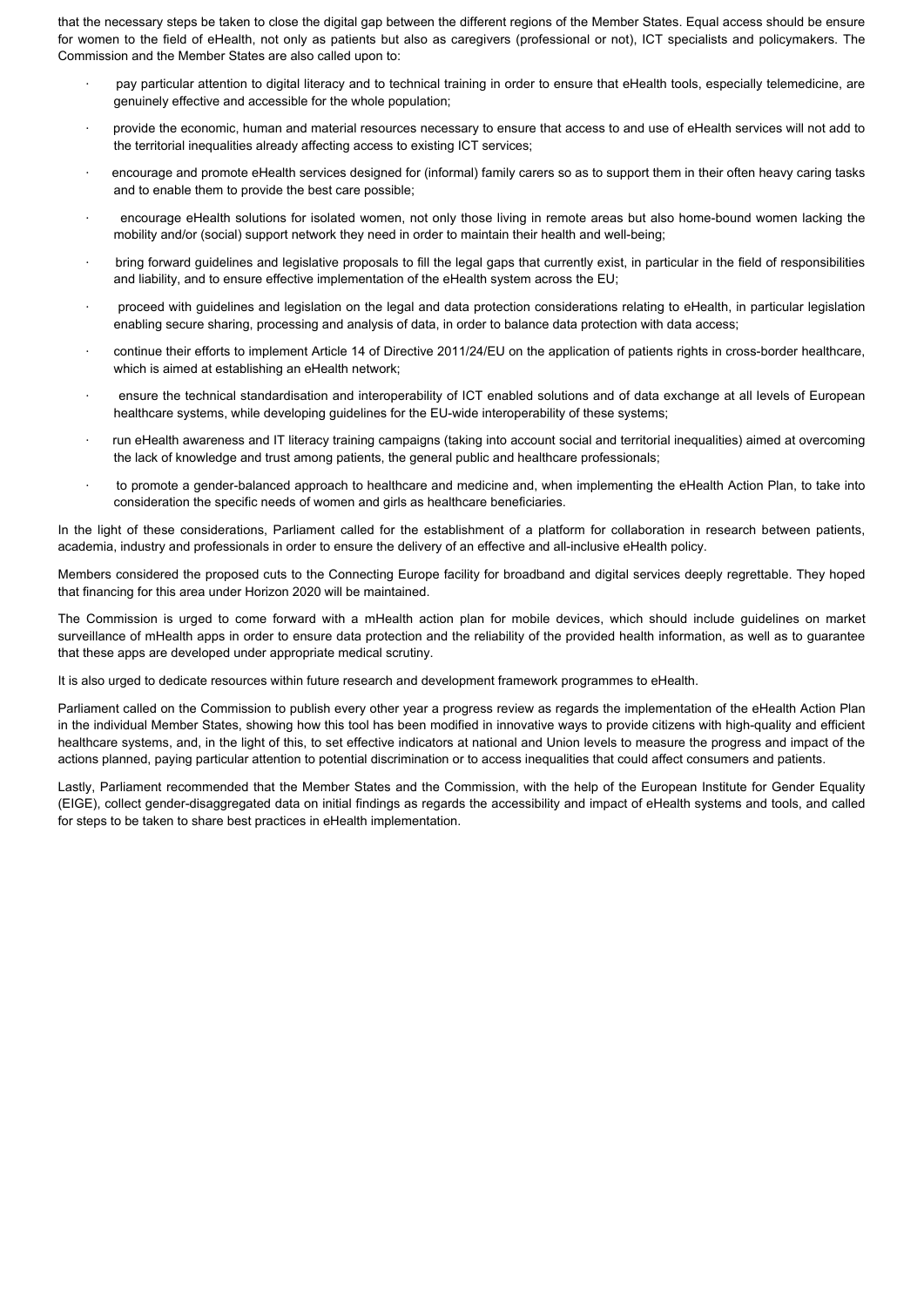that the necessary steps be taken to close the digital gap between the different regions of the Member States. Equal access should be ensure for women to the field of eHealth, not only as patients but also as caregivers (professional or not), ICT specialists and policymakers. The Commission and the Member States are also called upon to:

- pay particular attention to digital literacy and to technical training in order to ensure that eHealth tools, especially telemedicine, are genuinely effective and accessible for the whole population;
- provide the economic, human and material resources necessary to ensure that access to and use of eHealth services will not add to the territorial inequalities already affecting access to existing ICT services;
- encourage and promote eHealth services designed for (informal) family carers so as to support them in their often heavy caring tasks and to enable them to provide the best care possible;
- encourage eHealth solutions for isolated women, not only those living in remote areas but also home-bound women lacking the mobility and/or (social) support network they need in order to maintain their health and well-being;
- bring forward guidelines and legislative proposals to fill the legal gaps that currently exist, in particular in the field of responsibilities and liability, and to ensure effective implementation of the eHealth system across the EU;
- proceed with guidelines and legislation on the legal and data protection considerations relating to eHealth, in particular legislation enabling secure sharing, processing and analysis of data, in order to balance data protection with data access;
- continue their efforts to implement Article 14 of Directive 2011/24/EU on the application of patients rights in cross-border healthcare, which is aimed at establishing an eHealth network;
- ensure the technical standardisation and interoperability of ICT enabled solutions and of data exchange at all levels of European healthcare systems, while developing guidelines for the EU-wide interoperability of these systems;
- run eHealth awareness and IT literacy training campaigns (taking into account social and territorial inequalities) aimed at overcoming the lack of knowledge and trust among patients, the general public and healthcare professionals;
- to promote a gender-balanced approach to healthcare and medicine and, when implementing the eHealth Action Plan, to take into consideration the specific needs of women and girls as healthcare beneficiaries.

In the light of these considerations, Parliament called for the establishment of a platform for collaboration in research between patients, academia, industry and professionals in order to ensure the delivery of an effective and all-inclusive eHealth policy.

Members considered the proposed cuts to the Connecting Europe facility for broadband and digital services deeply regrettable. They hoped that financing for this area under Horizon 2020 will be maintained.

The Commission is urged to come forward with a mHealth action plan for mobile devices, which should include guidelines on market surveillance of mHealth apps in order to ensure data protection and the reliability of the provided health information, as well as to guarantee that these apps are developed under appropriate medical scrutiny.

It is also urged to dedicate resources within future research and development framework programmes to eHealth.

Parliament called on the Commission to publish every other year a progress review as regards the implementation of the eHealth Action Plan in the individual Member States, showing how this tool has been modified in innovative ways to provide citizens with high-quality and efficient healthcare systems, and, in the light of this, to set effective indicators at national and Union levels to measure the progress and impact of the actions planned, paying particular attention to potential discrimination or to access inequalities that could affect consumers and patients.

Lastly, Parliament recommended that the Member States and the Commission, with the help of the European Institute for Gender Equality (EIGE), collect gender-disaggregated data on initial findings as regards the accessibility and impact of eHealth systems and tools, and called for steps to be taken to share best practices in eHealth implementation.